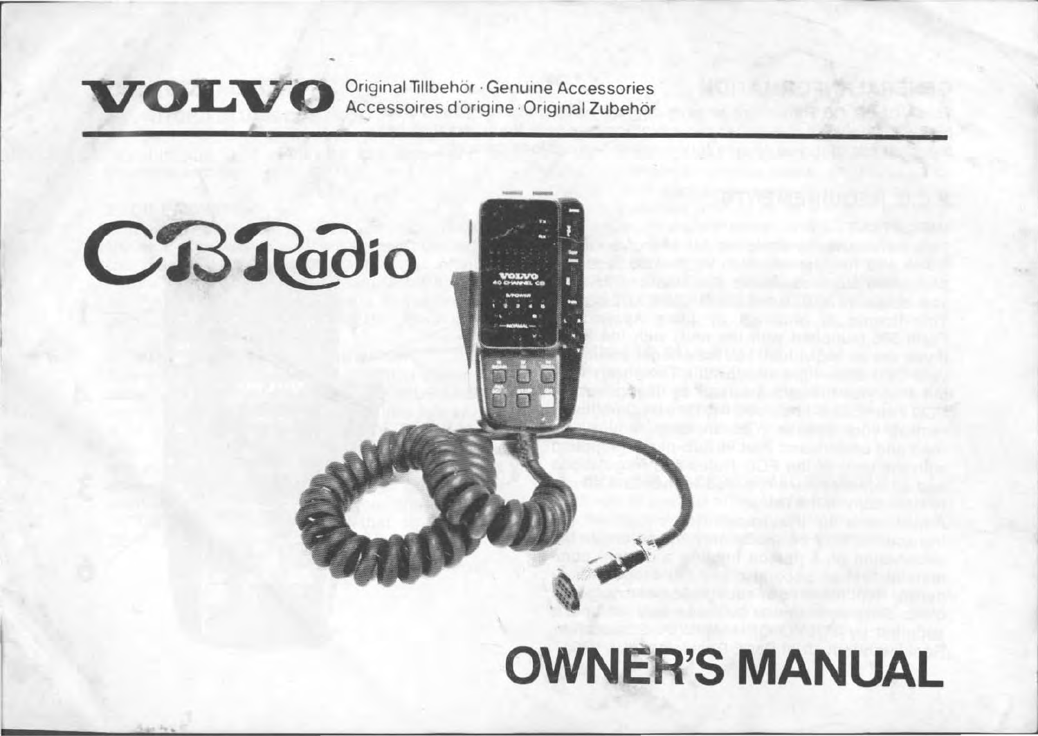**VOLVO** Original Tillbehör · Genuine Accessories
Accessoires d'origine · Original Zubehör

# CB Radio

# OWNER'S MANUAL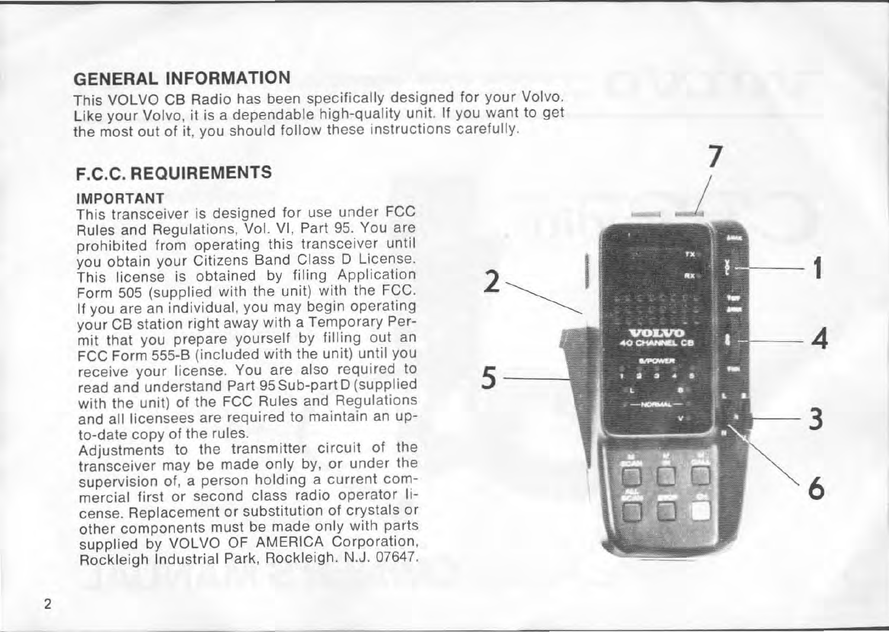## GENERAL INFORMATION

This VOLVO CB Radio has been specifically designed for your Volvo. Like your Volvo, it is a dependable high-quality unit. If you want to get the most out of it, you should follow these instructions carefully.

## F.C.C. REQUIREMENTS

### IMPORTANT

This transceiver is designed for use under FCC Rules and Regulations, Vol. VI, Part 95. You are prohibited from operating this transceiver until you obtain your Citizens Band Class D License. This license is obtained by filing Application Form 505 (supplied with the unit) with the FCC. If you are an individual, you may begin operating your CB station right away with a Temporary Permit that you prepare yourself by filling out an FCC Form 555-B (included with the unit) until you receive your license. You are also required to read and understand Part 95 Sub-part D (supplied with the unit) of the FCC Rules and Regulations and all licensees are required to maintain an up-to-date copy of the rules.

Adjustments to the transmitter circuit of the transceiver may be made only by, or under the supervision of, a person holding a current commercial first or second class radio operator license. Replacement or substitution of crystals or other components must be made only with parts supplied by VOLVO OF AMERICA Corporation, Rockleigh Industrial Park, Rockleigh. N.J. 07647.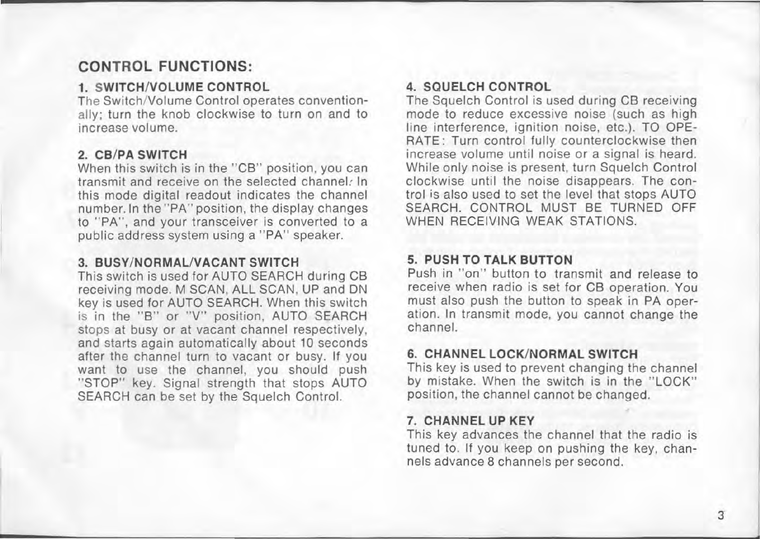## CONTROL FUNCTIONS:

### 1. SWITCH/VOLUME CONTROL

The Switch/Volume Control operates conventionally; turn the knob clockwise to turn on and to increase volume.

### 2. CB/PA SWITCH

When this switch is in the "CB" position, you can transmit and receive on the selected channel. In this mode digital readout indicates the channel number. In the "PA" position, the display changes to "PA", and your transceiver is converted to a public address system using a "PA" speaker.

### 3. BUSY/NORMAL/VACANT SWITCH

This switch is used for AUTO SEARCH during CB receiving mode. M SCAN, ALL SCAN, UP and DN key is used for AUTO SEARCH. When this switch is in the "B" or "V" position, AUTO SEARCH stops at busy or at vacant channel respectively, and starts again automatically about 10 seconds after the channel turn to vacant or busy. If you want to use the channel, you should push "STOP" key. Signal strength that stops AUTO SEARCH can be set by the Squelch Control.

### 4. SQUELCH CONTROL

The Squelch Control is used during CB receiving mode to reduce excessive noise (such as high line interference, ignition noise, etc.). TO OPERATE: Turn control fully counterclockwise then increase volume until noise or a signal is heard. While only noise is present, turn Squelch Control clockwise until the noise disappears. The control is also used to set the level that stops AUTO SEARCH. CONTROL MUST BE TURNED OFF WHEN RECEIVING WEAK STATIONS.

### 5. PUSH TO TALK BUTTON

Push in "on" button to transmit and release to receive when radio is set for CB operation. You must also push the button to speak in PA operation. In transmit mode, you cannot change the channel.

### 6. CHANNEL LOCK/NORMAL SWITCH

This key is used to prevent changing the channel by mistake. When the switch is in the "LOCK" position, the channel cannot be changed.

### 7. CHANNEL UP KEY

This key advances the channel that the radio is tuned to. If you keep on pushing the key, channels advance 8 channels per second.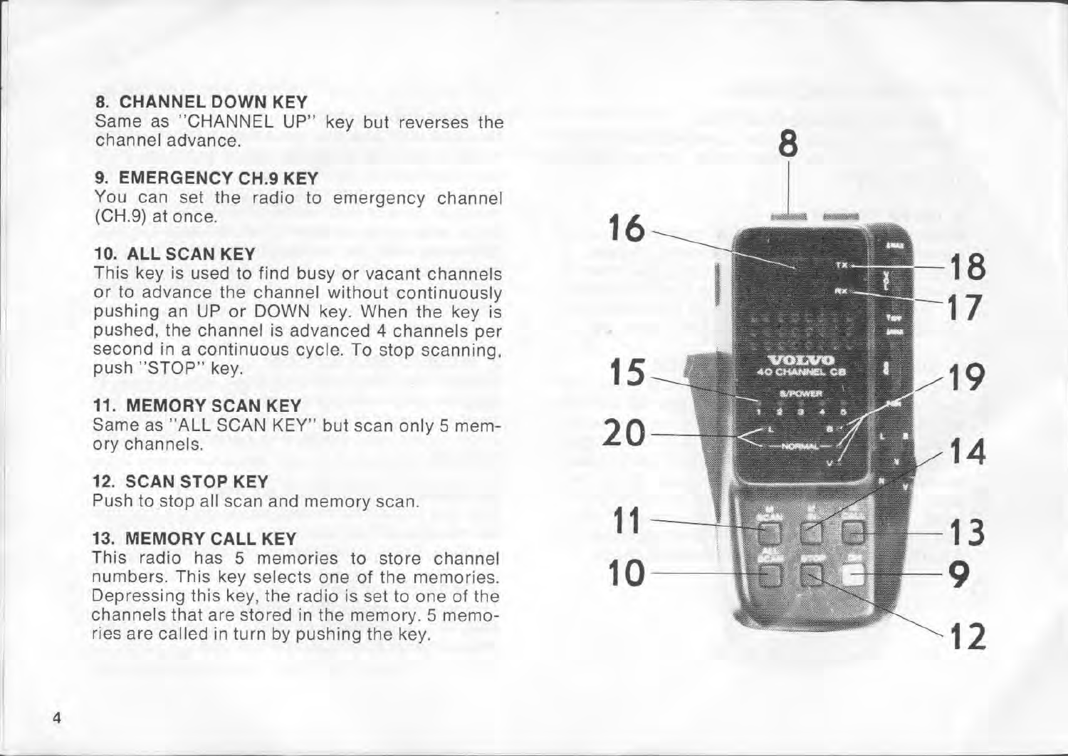### 8. CHANNEL DOWN KEY

Same as "CHANNEL UP" key but reverses the channel advance.

### 9. EMERGENCY CH.9 KEY

You can set the radio to emergency channel (CH.9) at once.

### 10. ALL SCAN KEY

This key is used to find busy or vacant channels or to advance the channel without continuously pushing an UP or DOWN key. When the key is pushed, the channel is advanced 4 channels per second in a continuous cycle. To stop scanning, push "STOP" key.

### 11. MEMORY SCAN KEY

Same as "ALL SCAN KEY" but scan only 5 memory channels.

### 12. SCAN STOP KEY

Push to stop all scan and memory scan.

### 13. MEMORY CALL KEY

This radio has 5 memories to store channel numbers. This key selects one of the memories. Depressing this key, the radio is set to one of the channels that are stored in the memory. 5 memories are called in turn by pushing the key.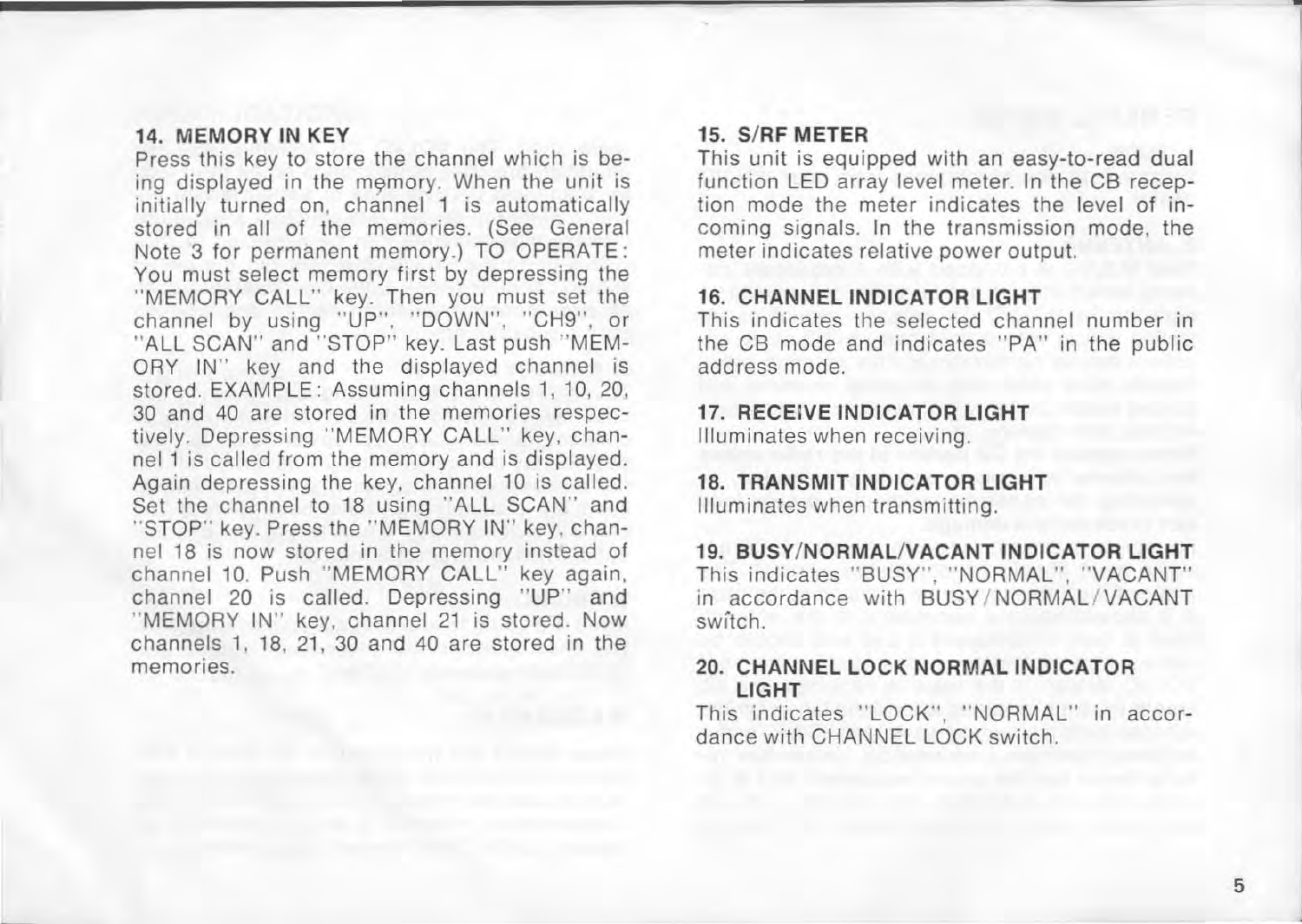**14. MEMORY IN KEY**

Press this key to store the channel which is being displayed in the memory. When the unit is initially turned on, channel 1 is automatically stored in all of the memories. (See General Note 3 for permanent memory.) TO OPERATE: You must select memory first by depressing the "MEMORY CALL" key. Then you must set the channel by using "UP", "DOWN", "CH9", or "ALL SCAN" and "STOP" key. Last push "MEMORY IN" key and the displayed channel is stored. EXAMPLE: Assuming channels 1, 10, 20, 30 and 40 are stored in the memories respectively. Depressing "MEMORY CALL" key, channel 1 is called from the memory and is displayed. Again depressing the key, channel 10 is called. Set the channel to 18 using "ALL SCAN" and "STOP" key. Press the "MEMORY IN" key, channel 18 is now stored in the memory instead of channel 10. Push "MEMORY CALL" key again, channel 20 is called. Depressing "UP" and "MEMORY IN" key, channel 21 is stored. Now channels 1, 18, 21, 30 and 40 are stored in the memories.

**15. S/RF METER**

This unit is equipped with an easy-to-read dual function LED array level meter. In the CB reception mode the meter indicates the level of incoming signals. In the transmission mode, the meter indicates relative power output.

**16. CHANNEL INDICATOR LIGHT**

This indicates the selected channel number in the CB mode and indicates "PA" in the public address mode.

**17. RECEIVE INDICATOR LIGHT**

Illuminates when receiving.

**18. TRANSMIT INDICATOR LIGHT**

Illuminates when transmitting.

**19. BUSY/NORMAL/VACANT INDICATOR LIGHT**

This indicates "BUSY", "NORMAL", "VACANT" in accordance with BUSY/NORMAL/VACANT switch.

**20. CHANNEL LOCK NORMAL INDICATOR LIGHT**

This indicates "LOCK", "NORMAL" in accordance with CHANNEL LOCK switch.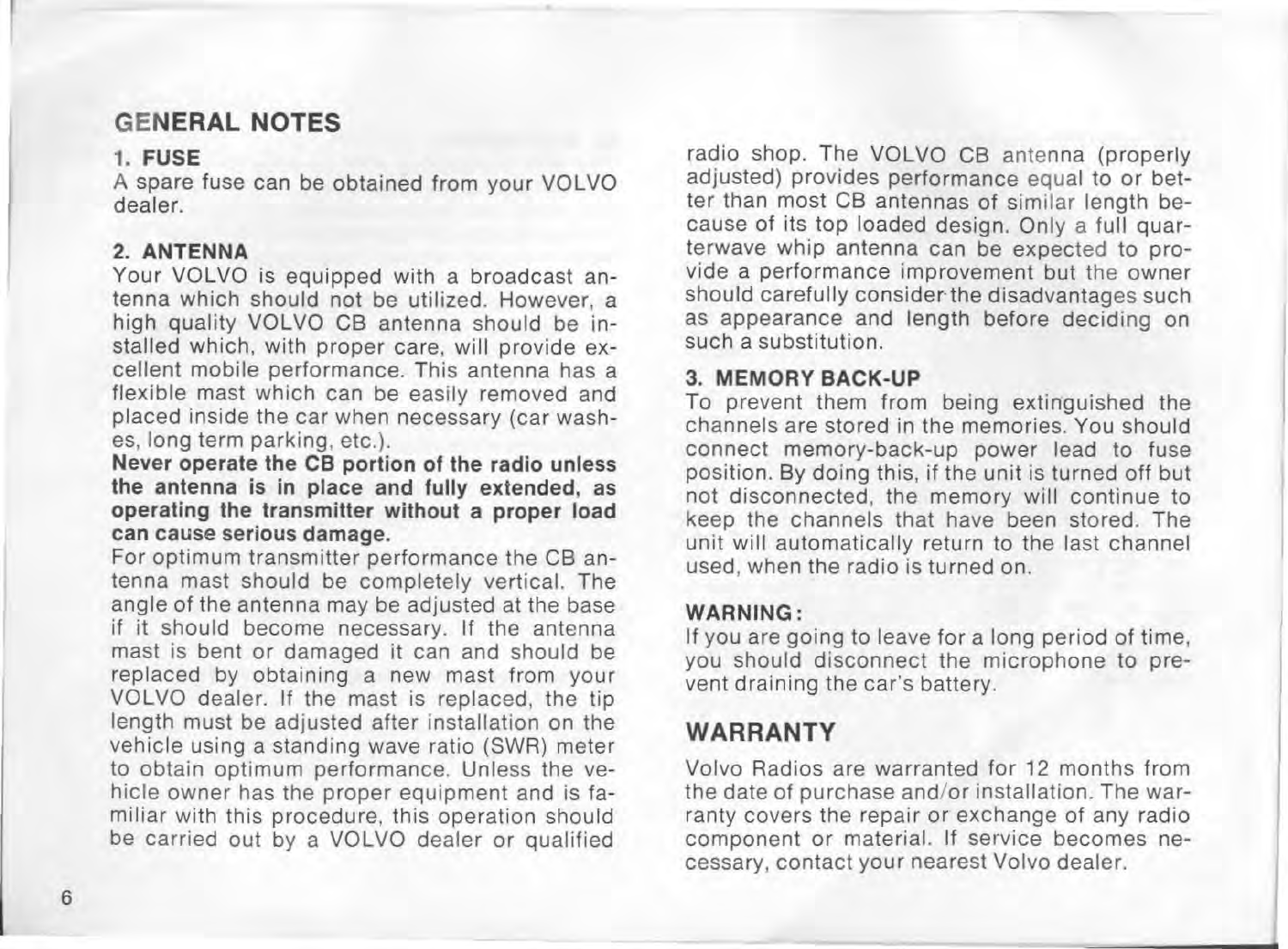## GENERAL NOTES

### 1. FUSE

A spare fuse can be obtained from your VOLVO dealer.

### 2. ANTENNA

Your VOLVO is equipped with a broadcast antenna which should not be utilized. However, a high quality VOLVO CB antenna should be installed which, with proper care, will provide excellent mobile performance. This antenna has a flexible mast which can be easily removed and placed inside the car when necessary (car washes, long term parking, etc.).

**Never operate the CB portion of the radio unless the antenna is in place and fully extended, as operating the transmitter without a proper load can cause serious damage.**

For optimum transmitter performance the CB antenna mast should be completely vertical. The angle of the antenna may be adjusted at the base if it should become necessary. If the antenna mast is bent or damaged it can and should be replaced by obtaining a new mast from your VOLVO dealer. If the mast is replaced, the tip length must be adjusted after installation on the vehicle using a standing wave ratio (SWR) meter to obtain optimum performance. Unless the vehicle owner has the proper equipment and is familiar with this procedure, this operation should be carried out by a VOLVO dealer or qualified radio shop. The VOLVO CB antenna (properly adjusted) provides performance equal to or better than most CB antennas of similar length because of its top loaded design. Only a full quarterwave whip antenna can be expected to provide a performance improvement but the owner should carefully consider the disadvantages such as appearance and length before deciding on such a substitution.

### 3. MEMORY BACK-UP

To prevent them from being extinguished the channels are stored in the memories. You should connect memory-back-up power lead to fuse position. By doing this, if the unit is turned off but not disconnected, the memory will continue to keep the channels that have been stored. The unit will automatically return to the last channel used, when the radio is turned on.

**WARNING:**

If you are going to leave for a long period of time, you should disconnect the microphone to prevent draining the car's battery.

## WARRANTY

Volvo Radios are warranted for 12 months from the date of purchase and/or installation. The warranty covers the repair or exchange of any radio component or material. If service becomes necessary, contact your nearest Volvo dealer.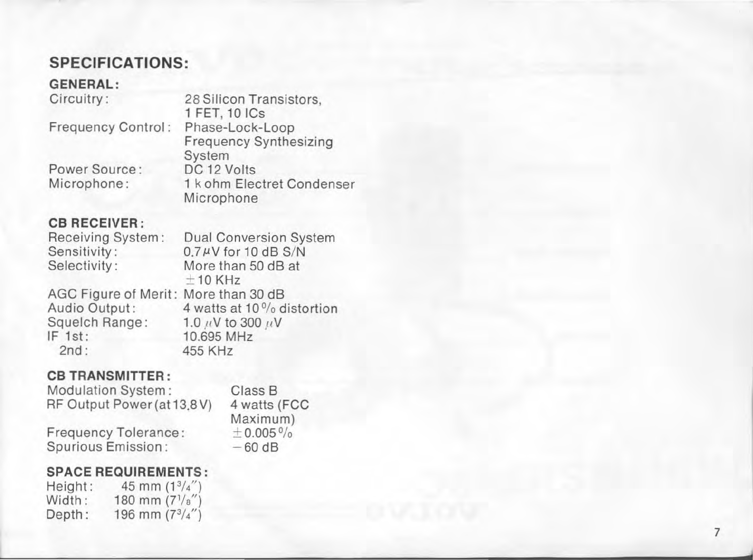## SPECIFICATIONS:

### GENERAL:

| | |
|---|---|
| Circuitry: | 28 Silicon Transistors, 1 FET, 10 ICs |
| Frequency Control: | Phase-Lock-Loop Frequency Synthesizing System |
| Power Source: | DC 12 Volts |
| Microphone: | 1 k ohm Electret Condenser Microphone |

### CB RECEIVER:

| | |
|---|---|
| Receiving System: | Dual Conversion System |
| Sensitivity: | 0.7 μV for 10 dB S/N |
| Selectivity: | More than 50 dB at ±10 KHz |
| AGC Figure of Merit: | More than 30 dB |
| Audio Output: | 4 watts at 10 % distortion |
| Squelch Range: | 1.0 μV to 300 μV |
| IF 1st: | 10.695 MHz |
| 2nd: | 455 KHz |

### CB TRANSMITTER:

| | |
|---|---|
| Modulation System: | Class B |
| RF Output Power (at 13.8 V) | 4 watts (FCC Maximum) |
| Frequency Tolerance: | ±0.005 % |
| Spurious Emission: | −60 dB |

### SPACE REQUIREMENTS:

| | |
|---|---|
| Height: | 45 mm (1 3/4") |
| Width: | 180 mm (7 1/8") |
| Depth: | 196 mm (7 3/4") |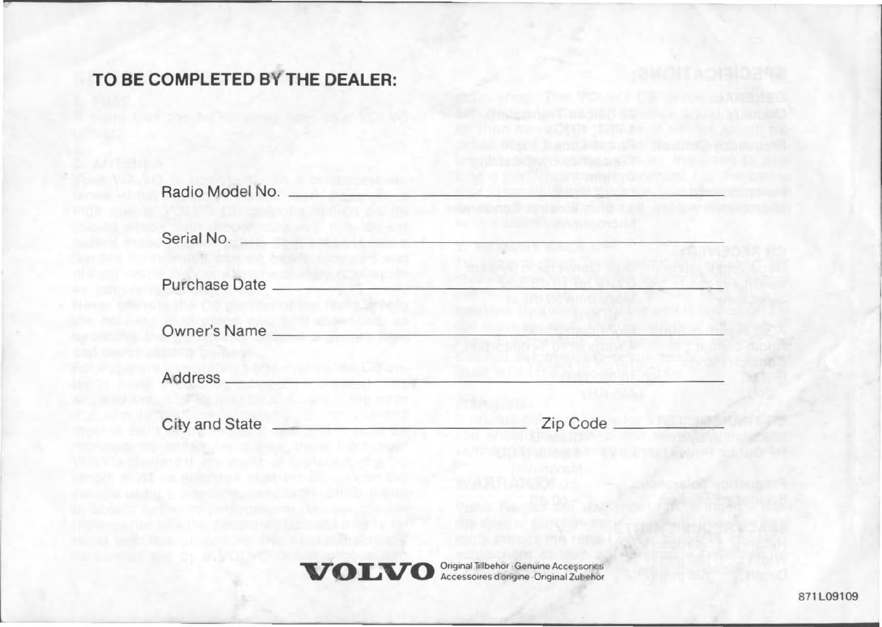**TO BE COMPLETED BY THE DEALER:**

Radio Model No. ______________________

Serial No. ______________________

Purchase Date ______________________

Owner's Name ______________________

Address ______________________

City and State ______________________ Zip Code ______________________

VOLVO Original Tillbehör · Genuine Accessories
Accessoires d'origine · Original Zubehör

871L09109